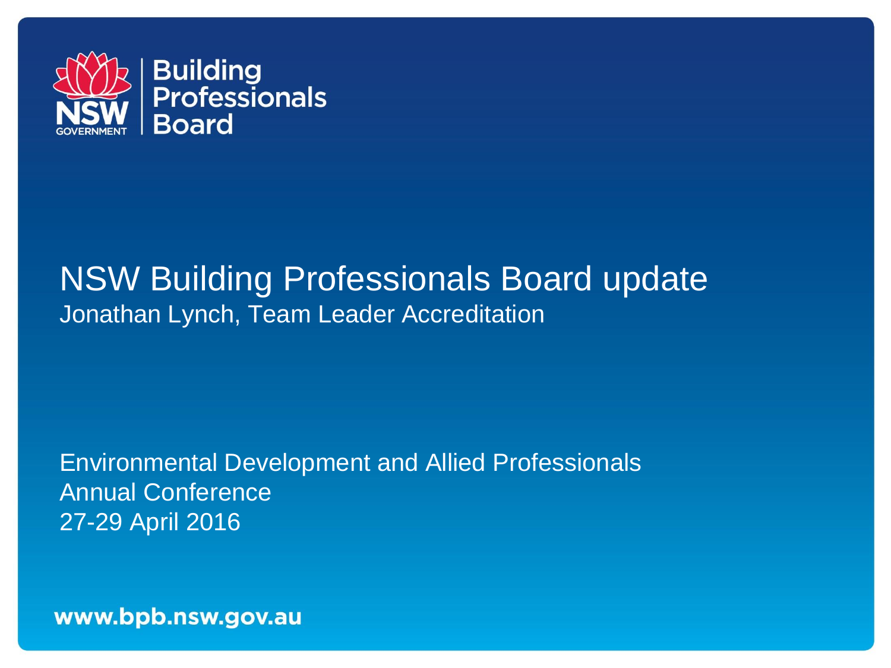Building Professionals Board

# NSW Building Professionals Board update

Jonathan Lynch, Team Leader Accreditation

Environmental Development and Allied Professionals
Annual Conference
27-29 April 2016

www.bpb.nsw.gov.au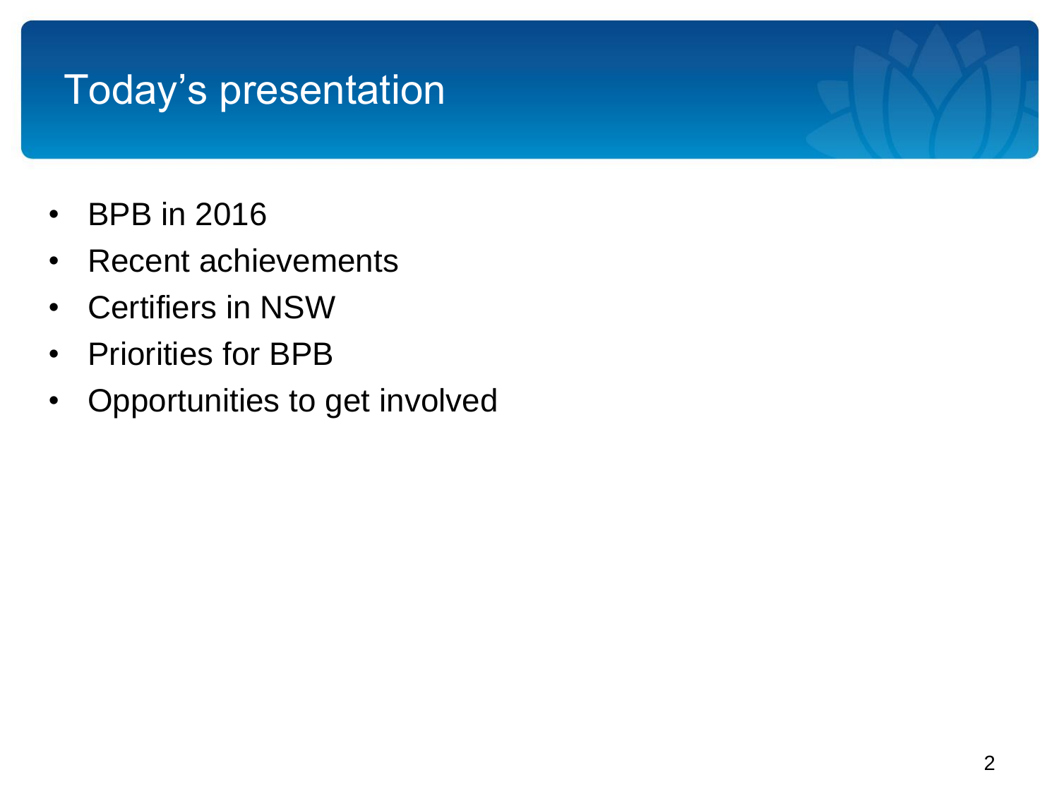# Today's presentation

- BPB in 2016
- Recent achievements
- Certifiers in NSW
- Priorities for BPB
- Opportunities to get involved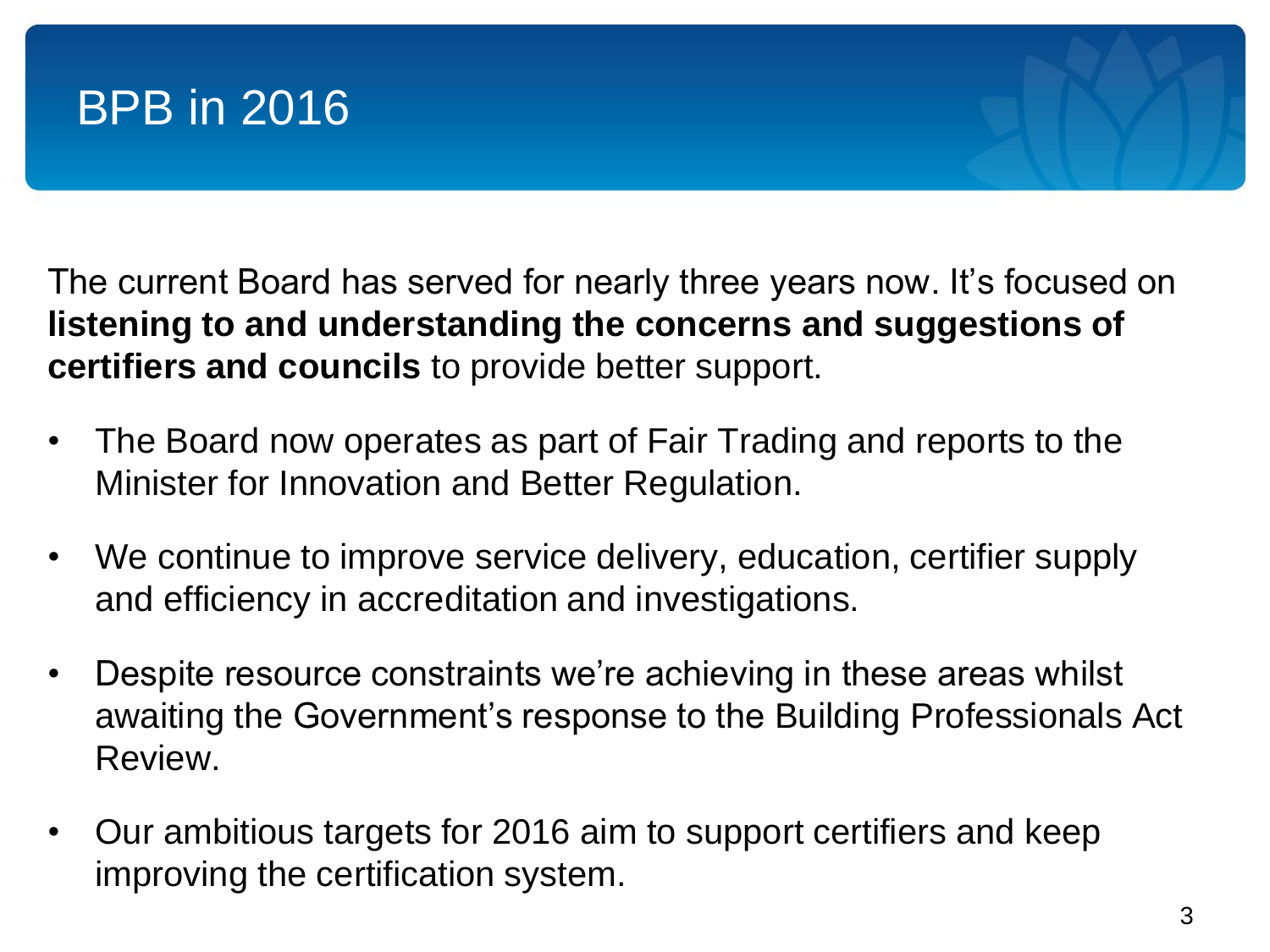# BPB in 2016

The current Board has served for nearly three years now. It's focused on **listening to and understanding the concerns and suggestions of certifiers and councils** to provide better support.

- The Board now operates as part of Fair Trading and reports to the Minister for Innovation and Better Regulation.
- We continue to improve service delivery, education, certifier supply and efficiency in accreditation and investigations.
- Despite resource constraints we're achieving in these areas whilst awaiting the Government's response to the Building Professionals Act Review.
- Our ambitious targets for 2016 aim to support certifiers and keep improving the certification system.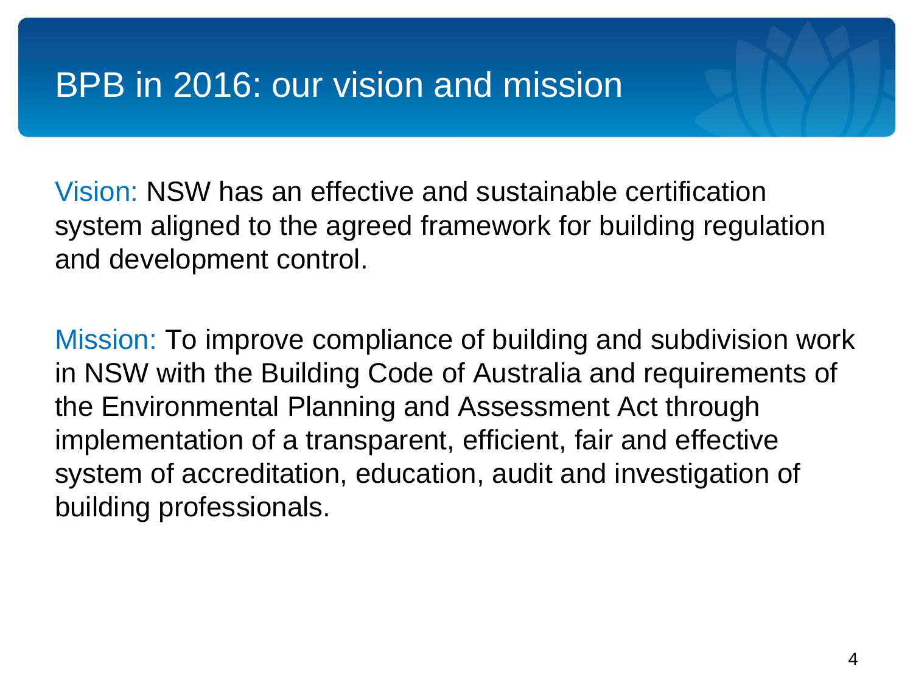# BPB in 2016: our vision and mission

Vision: NSW has an effective and sustainable certification system aligned to the agreed framework for building regulation and development control.

Mission: To improve compliance of building and subdivision work in NSW with the Building Code of Australia and requirements of the Environmental Planning and Assessment Act through implementation of a transparent, efficient, fair and effective system of accreditation, education, audit and investigation of building professionals.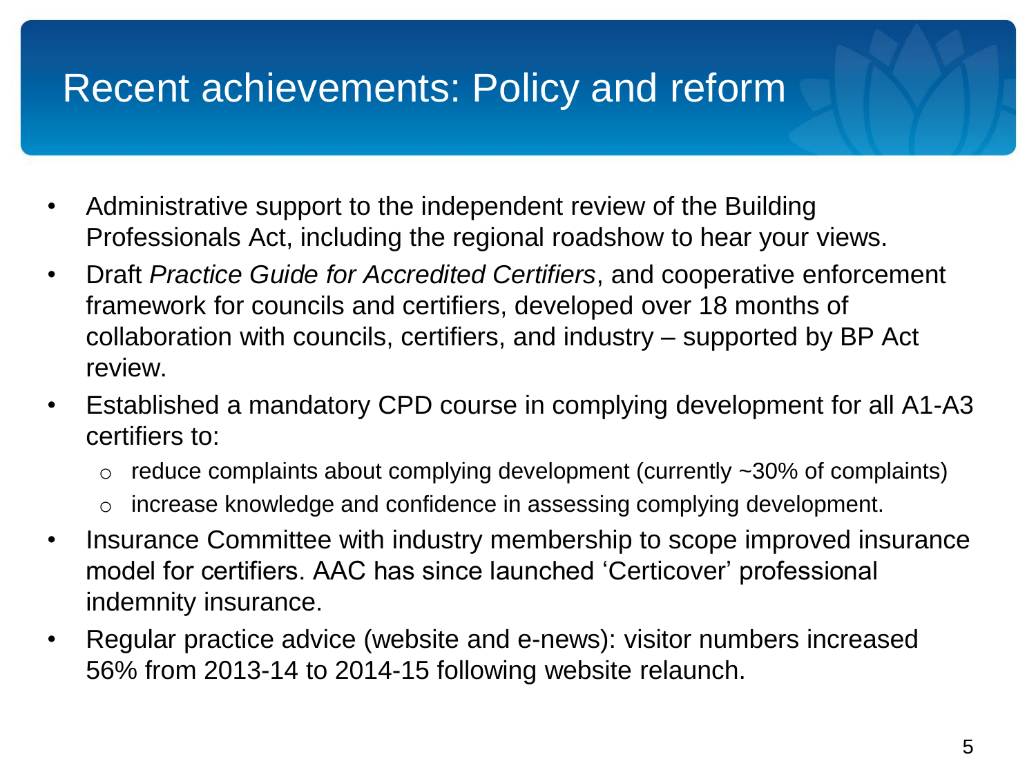# Recent achievements: Policy and reform

- Administrative support to the independent review of the Building Professionals Act, including the regional roadshow to hear your views.
- Draft *Practice Guide for Accredited Certifiers*, and cooperative enforcement framework for councils and certifiers, developed over 18 months of collaboration with councils, certifiers, and industry – supported by BP Act review.
- Established a mandatory CPD course in complying development for all A1-A3 certifiers to:
  - reduce complaints about complying development (currently ~30% of complaints)
  - increase knowledge and confidence in assessing complying development.
- Insurance Committee with industry membership to scope improved insurance model for certifiers. AAC has since launched 'Certicover' professional indemnity insurance.
- Regular practice advice (website and e-news): visitor numbers increased 56% from 2013-14 to 2014-15 following website relaunch.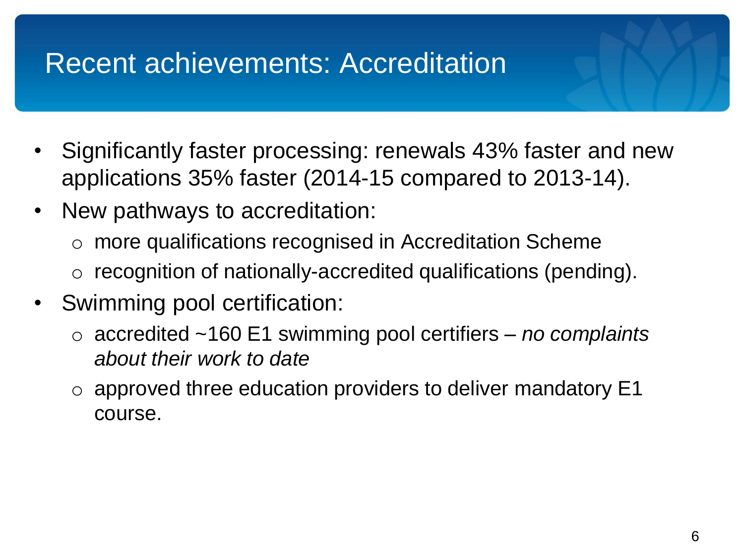# Recent achievements: Accreditation

- Significantly faster processing: renewals 43% faster and new applications 35% faster (2014-15 compared to 2013-14).
- New pathways to accreditation:
  - more qualifications recognised in Accreditation Scheme
  - recognition of nationally-accredited qualifications (pending).
- Swimming pool certification:
  - accredited ~160 E1 swimming pool certifiers – *no complaints about their work to date*
  - approved three education providers to deliver mandatory E1 course.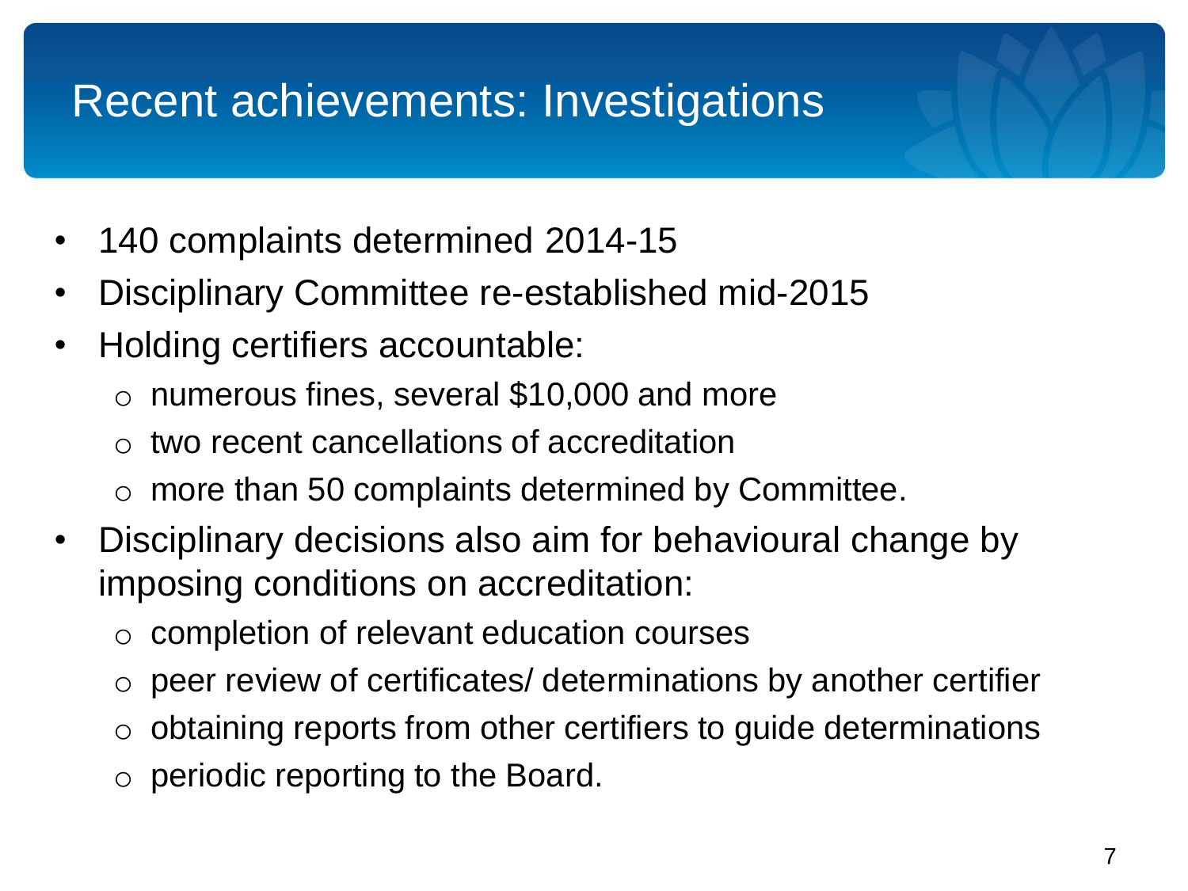# Recent achievements: Investigations

- 140 complaints determined 2014-15
- Disciplinary Committee re-established mid-2015
- Holding certifiers accountable:
  - numerous fines, several $10,000 and more
  - two recent cancellations of accreditation
  - more than 50 complaints determined by Committee.
- Disciplinary decisions also aim for behavioural change by imposing conditions on accreditation:
  - completion of relevant education courses
  - peer review of certificates/ determinations by another certifier
  - obtaining reports from other certifiers to guide determinations
  - periodic reporting to the Board.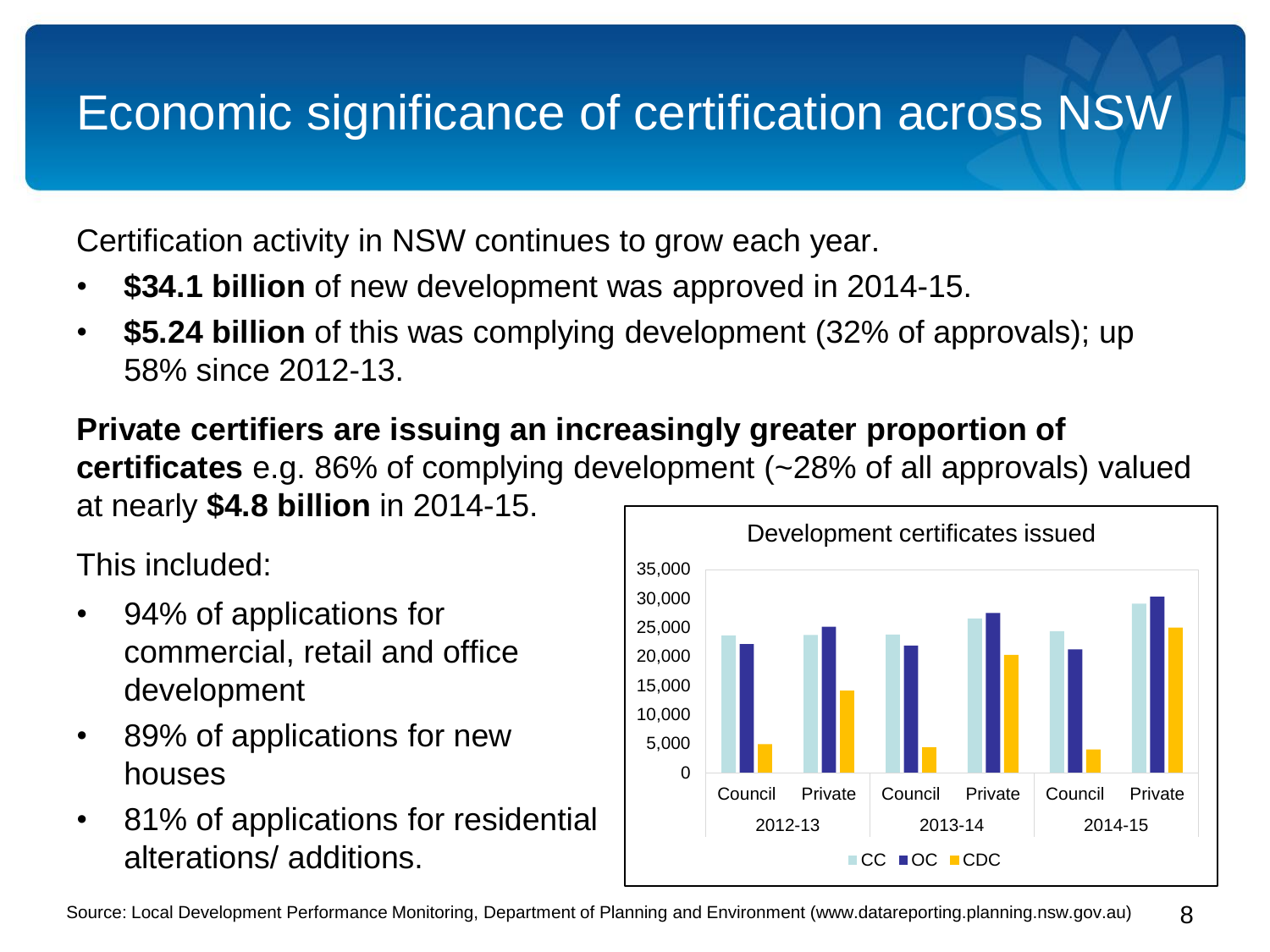# Economic significance of certification across NSW

Certification activity in NSW continues to grow each year.

- **$34.1 billion** of new development was approved in 2014-15.
- **$5.24 billion** of this was complying development (32% of approvals); up 58% since 2012-13.

**Private certifiers are issuing an increasingly greater proportion of certificates** e.g. 86% of complying development (~28% of all approvals) valued at nearly **$4.8 billion** in 2014-15.

This included:

- 94% of applications for commercial, retail and office development
- 89% of applications for new houses
- 81% of applications for residential alterations/ additions.

Development certificates issued

Source: Local Development Performance Monitoring, Department of Planning and Environment (www.datareporting.planning.nsw.gov.au)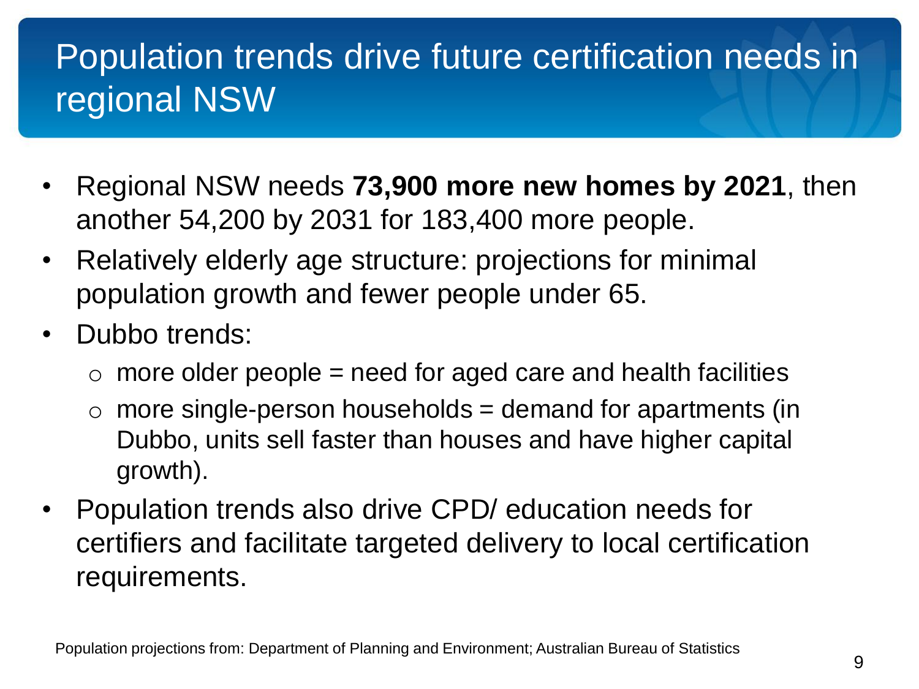# Population trends drive future certification needs in regional NSW

- Regional NSW needs **73,900 more new homes by 2021**, then another 54,200 by 2031 for 183,400 more people.
- Relatively elderly age structure: projections for minimal population growth and fewer people under 65.
- Dubbo trends:
  - more older people = need for aged care and health facilities
  - more single-person households = demand for apartments (in Dubbo, units sell faster than houses and have higher capital growth).
- Population trends also drive CPD/ education needs for certifiers and facilitate targeted delivery to local certification requirements.

Population projections from: Department of Planning and Environment; Australian Bureau of Statistics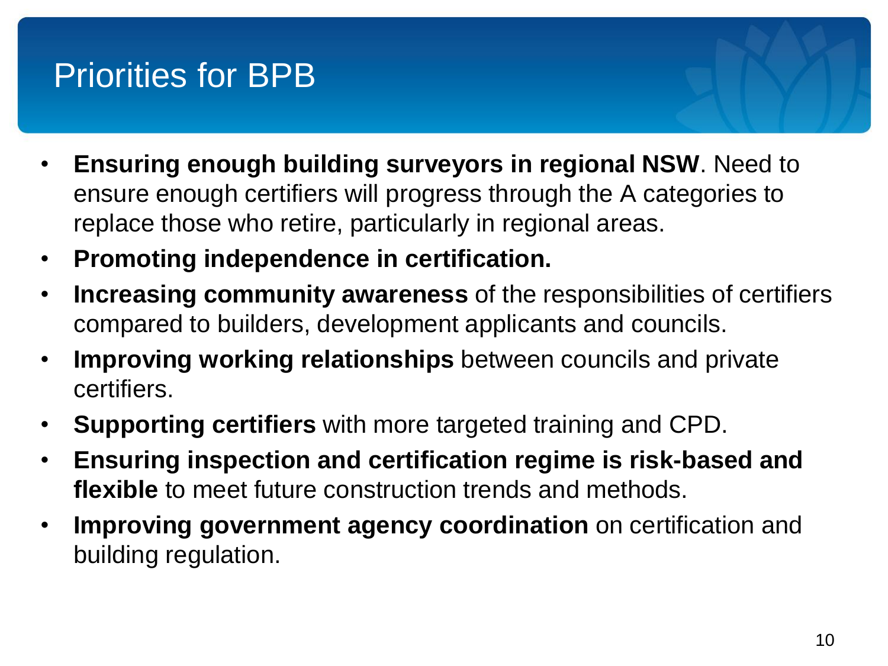# Priorities for BPB

- **Ensuring enough building surveyors in regional NSW**. Need to ensure enough certifiers will progress through the A categories to replace those who retire, particularly in regional areas.
- **Promoting independence in certification.**
- **Increasing community awareness** of the responsibilities of certifiers compared to builders, development applicants and councils.
- **Improving working relationships** between councils and private certifiers.
- **Supporting certifiers** with more targeted training and CPD.
- **Ensuring inspection and certification regime is risk-based and flexible** to meet future construction trends and methods.
- **Improving government agency coordination** on certification and building regulation.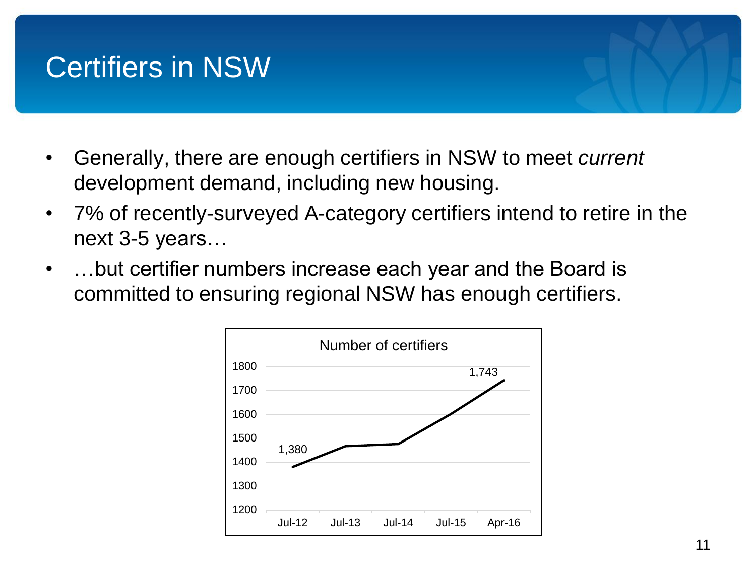# Certifiers in NSW

- Generally, there are enough certifiers in NSW to meet *current* development demand, including new housing.
- 7% of recently-surveyed A-category certifiers intend to retire in the next 3-5 years…
- …but certifier numbers increase each year and the Board is committed to ensuring regional NSW has enough certifiers.

Number of certifiers

1800
1700
1600
1500
1400
1300
1200

1,380
1,743

Jul-12 Jul-13 Jul-14 Jul-15 Apr-16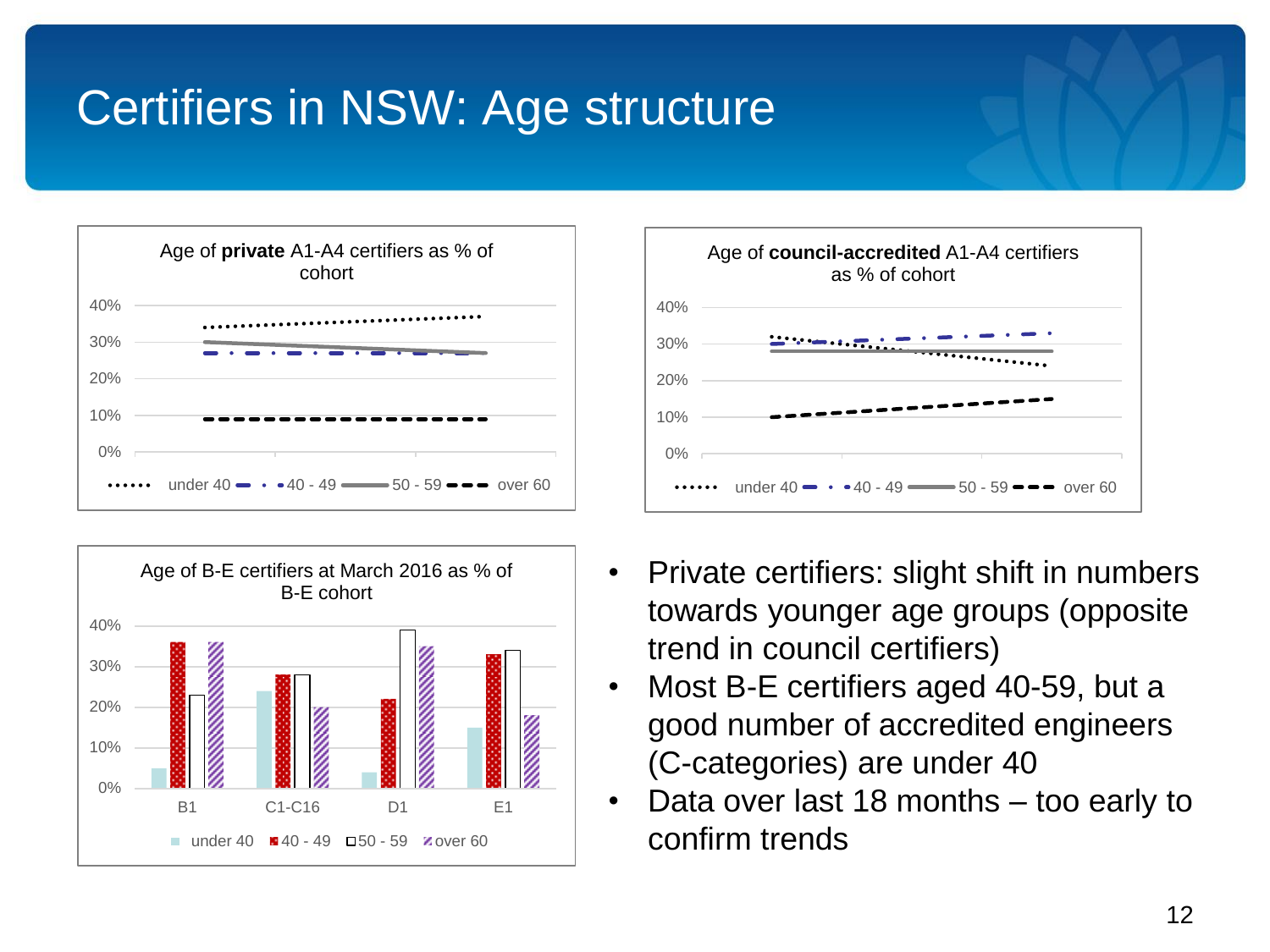# Certifiers in NSW: Age structure

**Age of private A1-A4 certifiers as % of cohort**

40%
30%
20%
10%
0%

under 40 · 40 - 49 · 50 - 59 · over 60

**Age of council-accredited A1-A4 certifiers as % of cohort**

40%
30%
20%
10%
0%

under 40 · 40 - 49 · 50 - 59 · over 60

**Age of B-E certifiers at March 2016 as % of B-E cohort**

| | under 40 | 40 - 49 | 50 - 59 | over 60 |
|---|---|---|---|---|
| B1 | 5% | 36% | 23% | 36% |
| C1-C16 | 24% | 28% | 28% | 20% |
| D1 | 4% | 22% | 39% | 35% |
| E1 | 15% | 33% | 34% | 18% |

- Private certifiers: slight shift in numbers towards younger age groups (opposite trend in council certifiers)
- Most B-E certifiers aged 40-59, but a good number of accredited engineers (C-categories) are under 40
- Data over last 18 months – too early to confirm trends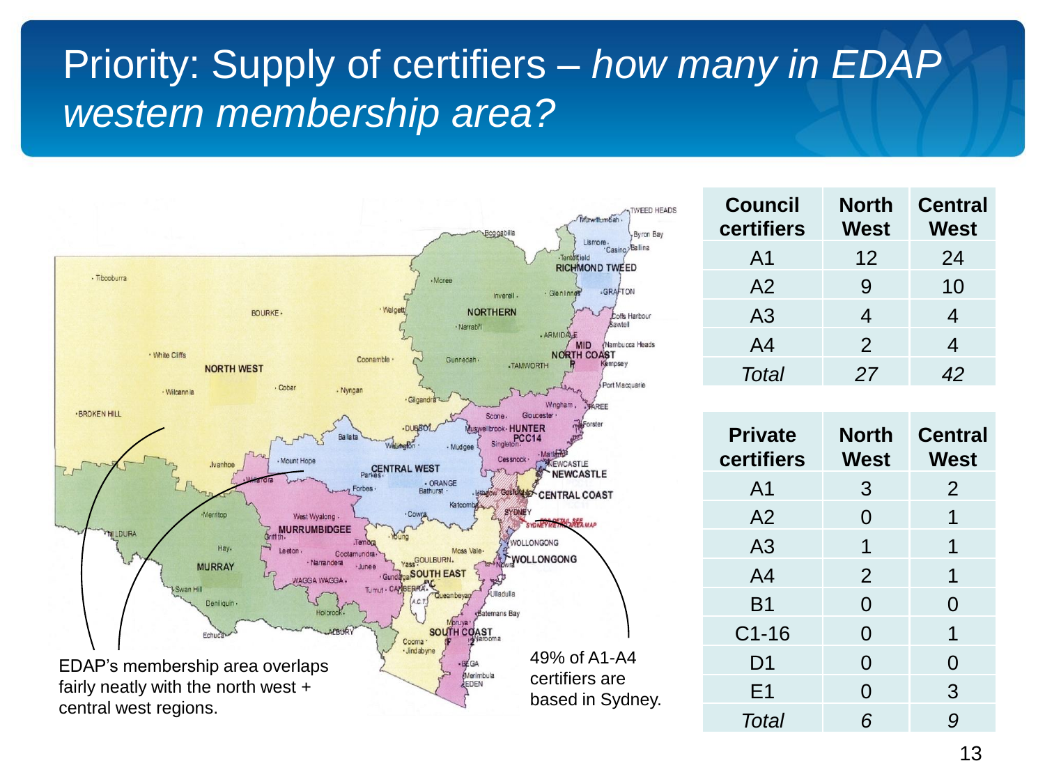# Priority: Supply of certifiers – *how many in EDAP western membership area?*

EDAP's membership area overlaps fairly neatly with the north west + central west regions.

49% of A1-A4 certifiers are based in Sydney.

| Council certifiers | North West | Central West |
|---|---|---|
| A1 | 12 | 24 |
| A2 | 9 | 10 |
| A3 | 4 | 4 |
| A4 | 2 | 4 |
| *Total* | *27* | *42* |

| Private certifiers | North West | Central West |
|---|---|---|
| A1 | 3 | 2 |
| A2 | 0 | 1 |
| A3 | 1 | 1 |
| A4 | 2 | 1 |
| B1 | 0 | 0 |
| C1-16 | 0 | 1 |
| D1 | 0 | 0 |
| E1 | 0 | 3 |
| *Total* | *6* | *9* |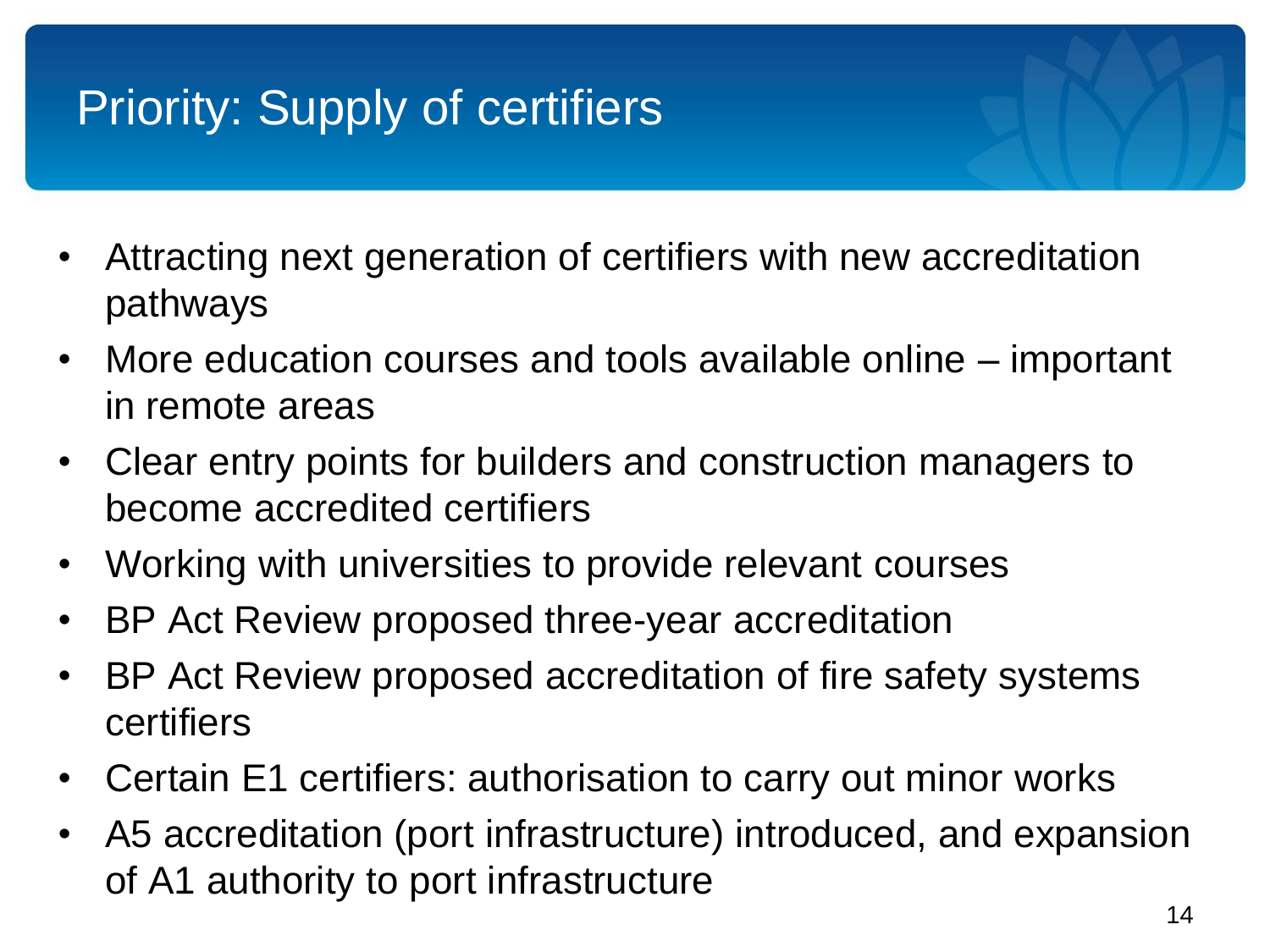# Priority: Supply of certifiers

- Attracting next generation of certifiers with new accreditation pathways
- More education courses and tools available online – important in remote areas
- Clear entry points for builders and construction managers to become accredited certifiers
- Working with universities to provide relevant courses
- BP Act Review proposed three-year accreditation
- BP Act Review proposed accreditation of fire safety systems certifiers
- Certain E1 certifiers: authorisation to carry out minor works
- A5 accreditation (port infrastructure) introduced, and expansion of A1 authority to port infrastructure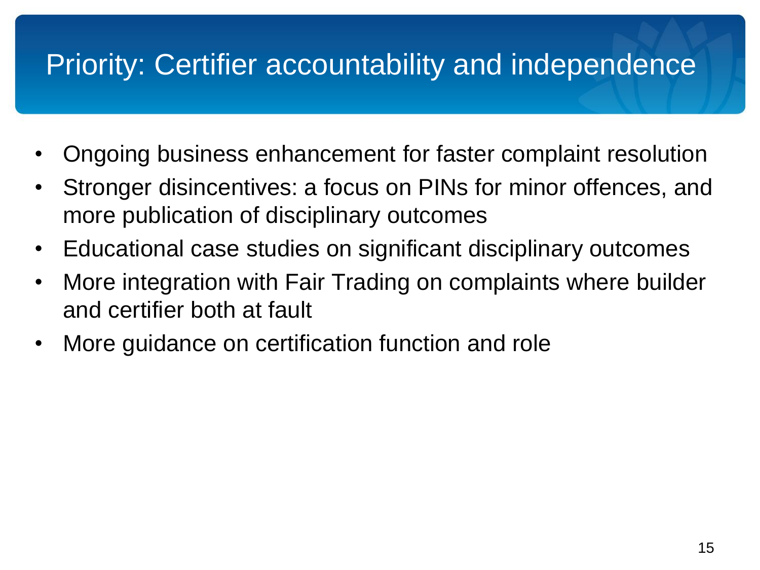# Priority: Certifier accountability and independence

- Ongoing business enhancement for faster complaint resolution
- Stronger disincentives: a focus on PINs for minor offences, and more publication of disciplinary outcomes
- Educational case studies on significant disciplinary outcomes
- More integration with Fair Trading on complaints where builder and certifier both at fault
- More guidance on certification function and role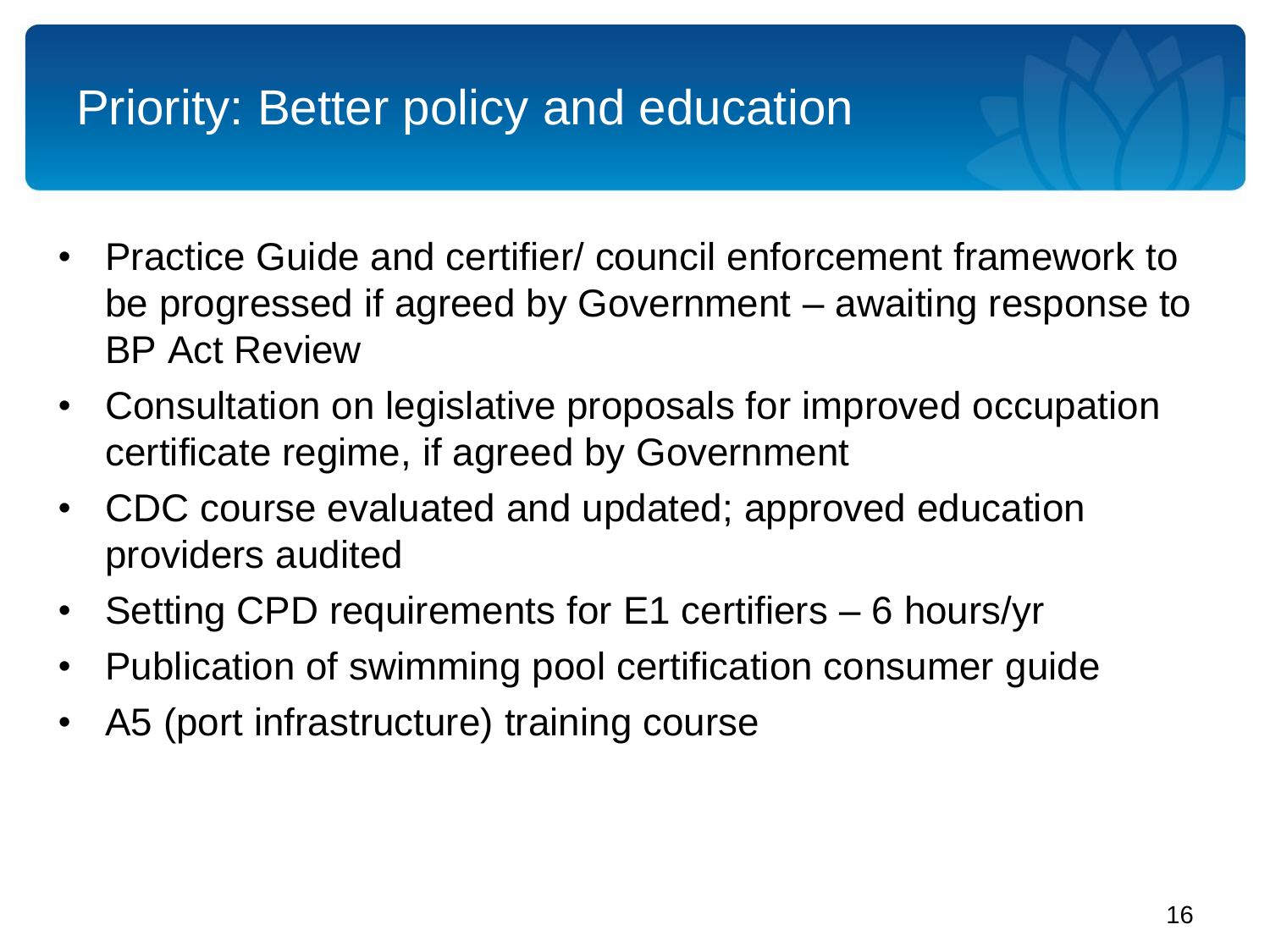# Priority: Better policy and education

- Practice Guide and certifier/ council enforcement framework to be progressed if agreed by Government – awaiting response to BP Act Review
- Consultation on legislative proposals for improved occupation certificate regime, if agreed by Government
- CDC course evaluated and updated; approved education providers audited
- Setting CPD requirements for E1 certifiers – 6 hours/yr
- Publication of swimming pool certification consumer guide
- A5 (port infrastructure) training course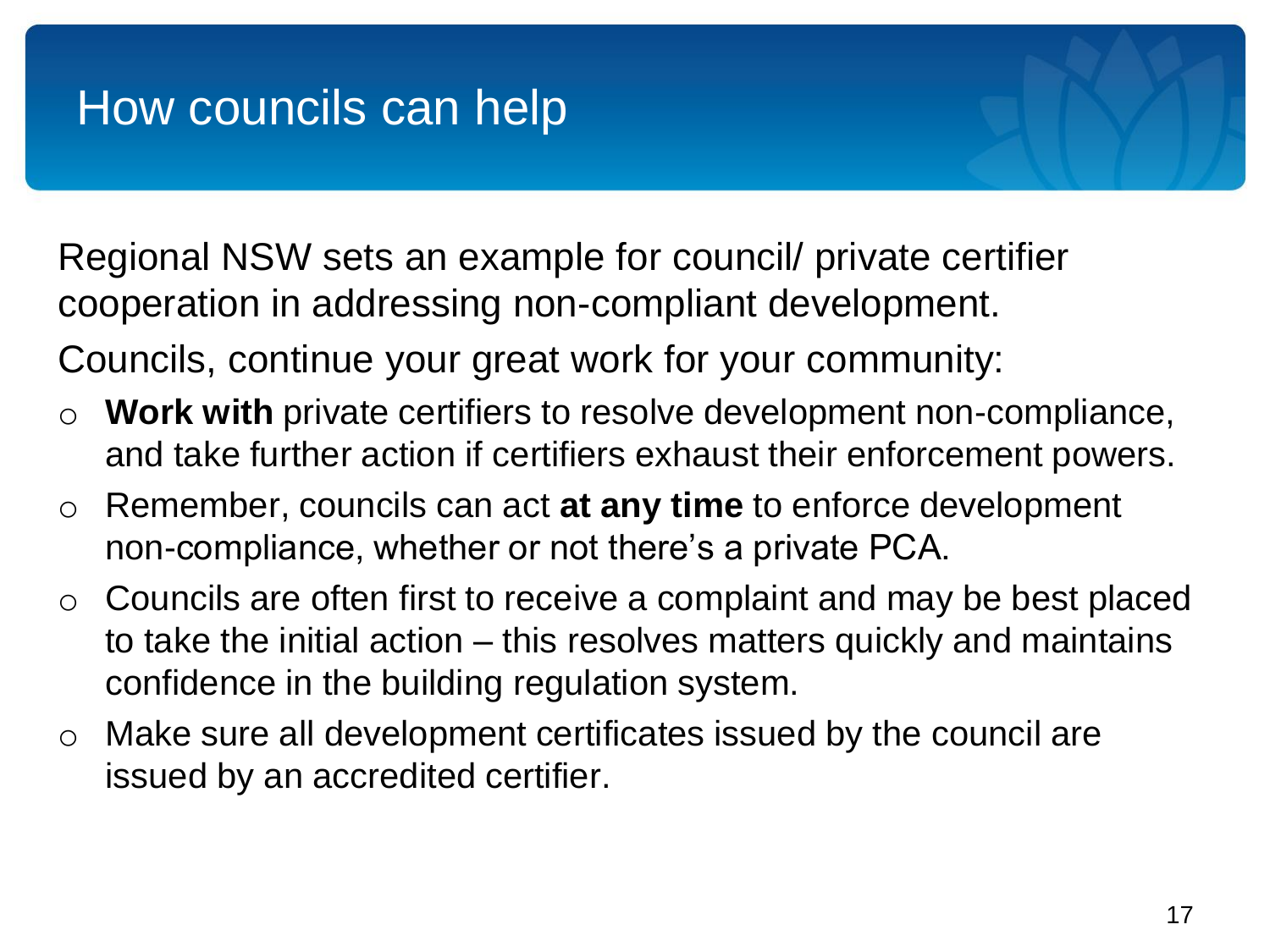# How councils can help

Regional NSW sets an example for council/ private certifier cooperation in addressing non-compliant development.

Councils, continue your great work for your community:

- **Work with** private certifiers to resolve development non-compliance, and take further action if certifiers exhaust their enforcement powers.
- Remember, councils can act **at any time** to enforce development non-compliance, whether or not there's a private PCA.
- Councils are often first to receive a complaint and may be best placed to take the initial action – this resolves matters quickly and maintains confidence in the building regulation system.
- Make sure all development certificates issued by the council are issued by an accredited certifier.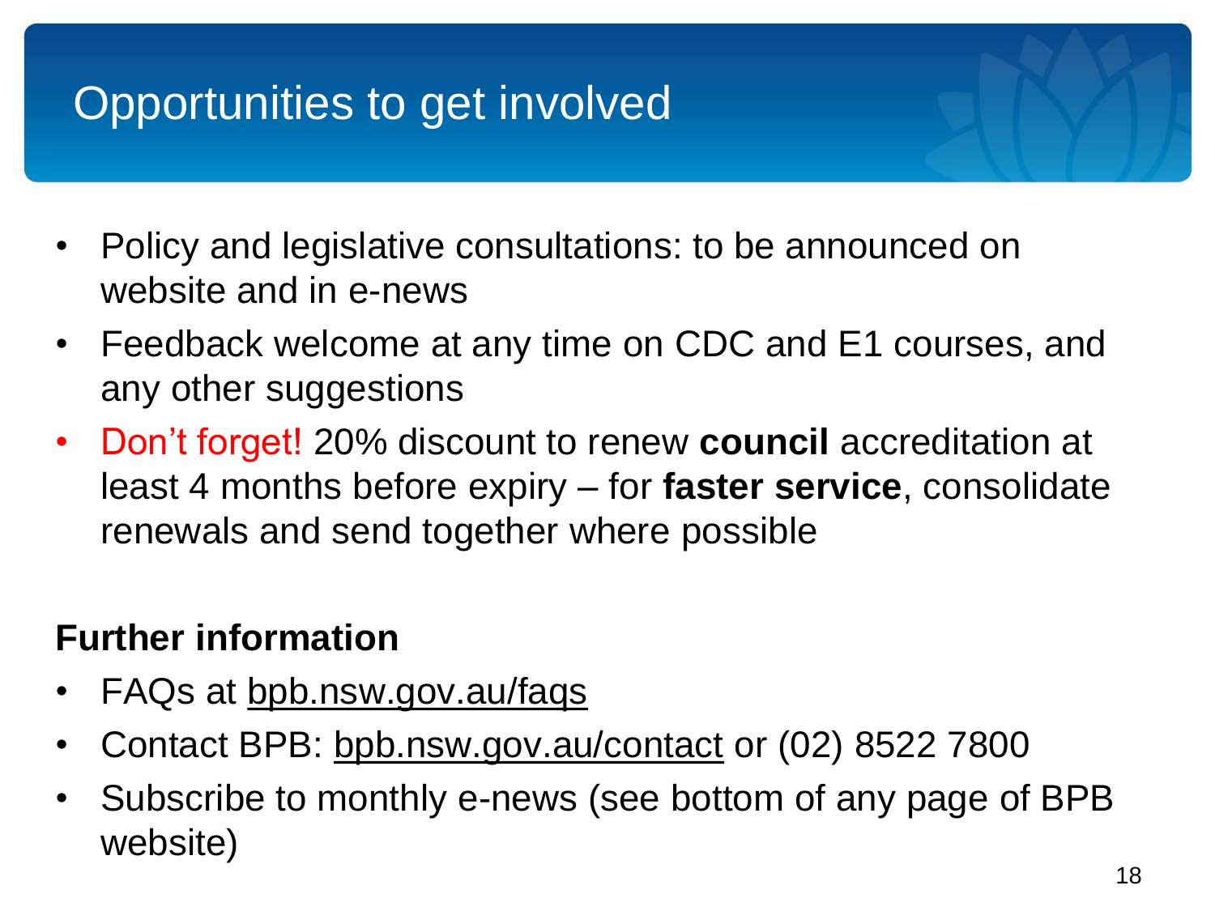# Opportunities to get involved

- Policy and legislative consultations: to be announced on website and in e-news
- Feedback welcome at any time on CDC and E1 courses, and any other suggestions
- Don't forget! 20% discount to renew **council** accreditation at least 4 months before expiry – for **faster service**, consolidate renewals and send together where possible

**Further information**

- FAQs at bpb.nsw.gov.au/faqs
- Contact BPB: bpb.nsw.gov.au/contact or (02) 8522 7800
- Subscribe to monthly e-news (see bottom of any page of BPB website)